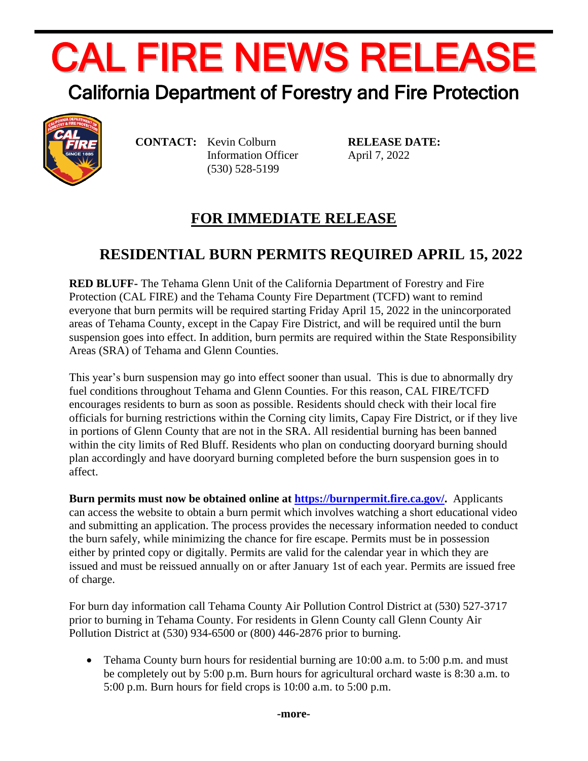# CAL FIRE NEWS RELEASE

## California Department of Forestry and Fire Protection

**CONTACT:** Kevin Colburn
Information Officer
(530) 528-5199

**RELEASE DATE:**
April 7, 2022

## FOR IMMEDIATE RELEASE

## RESIDENTIAL BURN PERMITS REQUIRED APRIL 15, 2022

**RED BLUFF-** The Tehama Glenn Unit of the California Department of Forestry and Fire Protection (CAL FIRE) and the Tehama County Fire Department (TCFD) want to remind everyone that burn permits will be required starting Friday April 15, 2022 in the unincorporated areas of Tehama County, except in the Capay Fire District, and will be required until the burn suspension goes into effect. In addition, burn permits are required within the State Responsibility Areas (SRA) of Tehama and Glenn Counties.

This year's burn suspension may go into effect sooner than usual. This is due to abnormally dry fuel conditions throughout Tehama and Glenn Counties. For this reason, CAL FIRE/TCFD encourages residents to burn as soon as possible. Residents should check with their local fire officials for burning restrictions within the Corning city limits, Capay Fire District, or if they live in portions of Glenn County that are not in the SRA. All residential burning has been banned within the city limits of Red Bluff. Residents who plan on conducting dooryard burning should plan accordingly and have dooryard burning completed before the burn suspension goes in to affect.

**Burn permits must now be obtained online at https://burnpermit.fire.ca.gov/.** Applicants can access the website to obtain a burn permit which involves watching a short educational video and submitting an application. The process provides the necessary information needed to conduct the burn safely, while minimizing the chance for fire escape. Permits must be in possession either by printed copy or digitally. Permits are valid for the calendar year in which they are issued and must be reissued annually on or after January 1st of each year. Permits are issued free of charge.

For burn day information call Tehama County Air Pollution Control District at (530) 527-3717 prior to burning in Tehama County. For residents in Glenn County call Glenn County Air Pollution District at (530) 934-6500 or (800) 446-2876 prior to burning.

- Tehama County burn hours for residential burning are 10:00 a.m. to 5:00 p.m. and must be completely out by 5:00 p.m. Burn hours for agricultural orchard waste is 8:30 a.m. to 5:00 p.m. Burn hours for field crops is 10:00 a.m. to 5:00 p.m.

-more-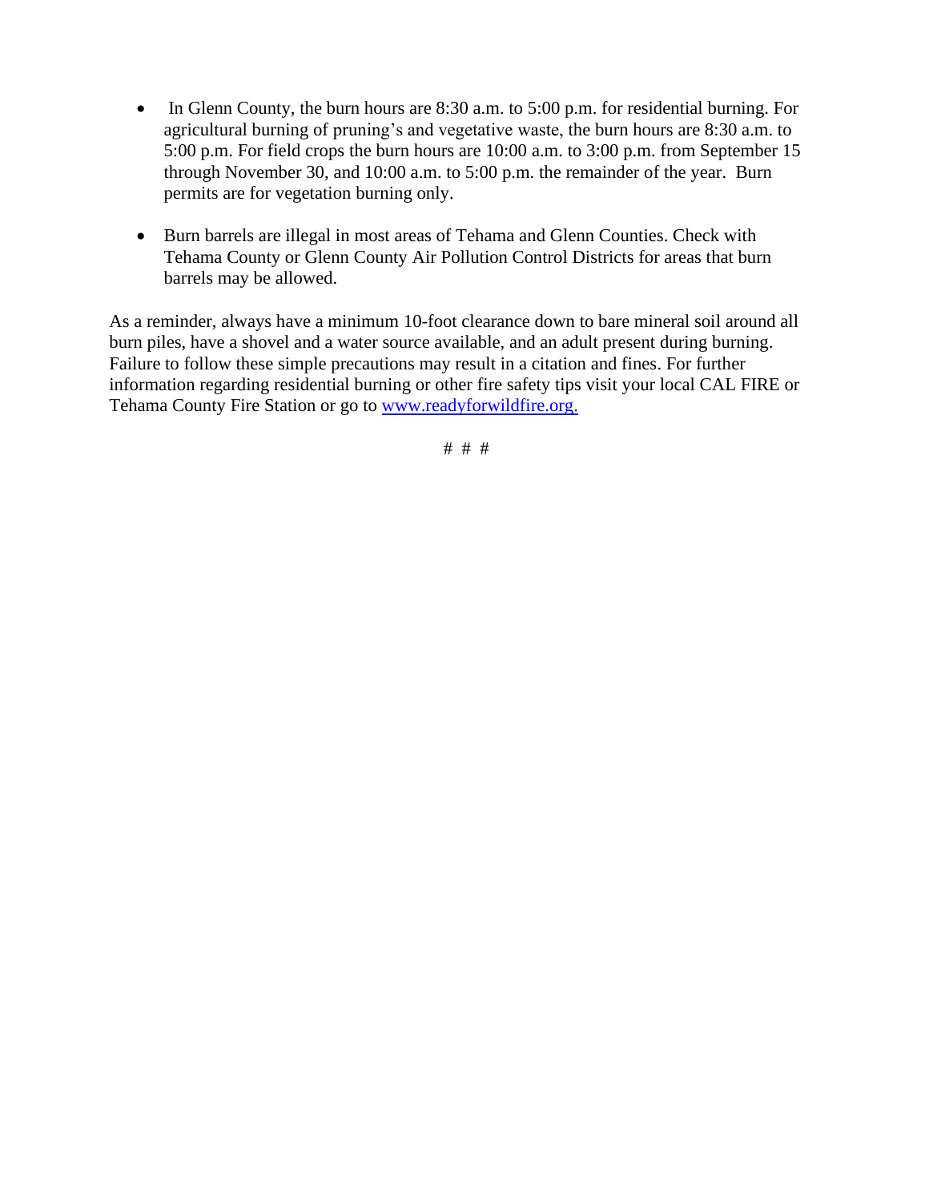- In Glenn County, the burn hours are 8:30 a.m. to 5:00 p.m. for residential burning. For agricultural burning of pruning's and vegetative waste, the burn hours are 8:30 a.m. to 5:00 p.m. For field crops the burn hours are 10:00 a.m. to 3:00 p.m. from September 15 through November 30, and 10:00 a.m. to 5:00 p.m. the remainder of the year. Burn permits are for vegetation burning only.

- Burn barrels are illegal in most areas of Tehama and Glenn Counties. Check with Tehama County or Glenn County Air Pollution Control Districts for areas that burn barrels may be allowed.

As a reminder, always have a minimum 10-foot clearance down to bare mineral soil around all burn piles, have a shovel and a water source available, and an adult present during burning. Failure to follow these simple precautions may result in a citation and fines. For further information regarding residential burning or other fire safety tips visit your local CAL FIRE or Tehama County Fire Station or go to [www.readyforwildfire.org.](www.readyforwildfire.org)

# # #